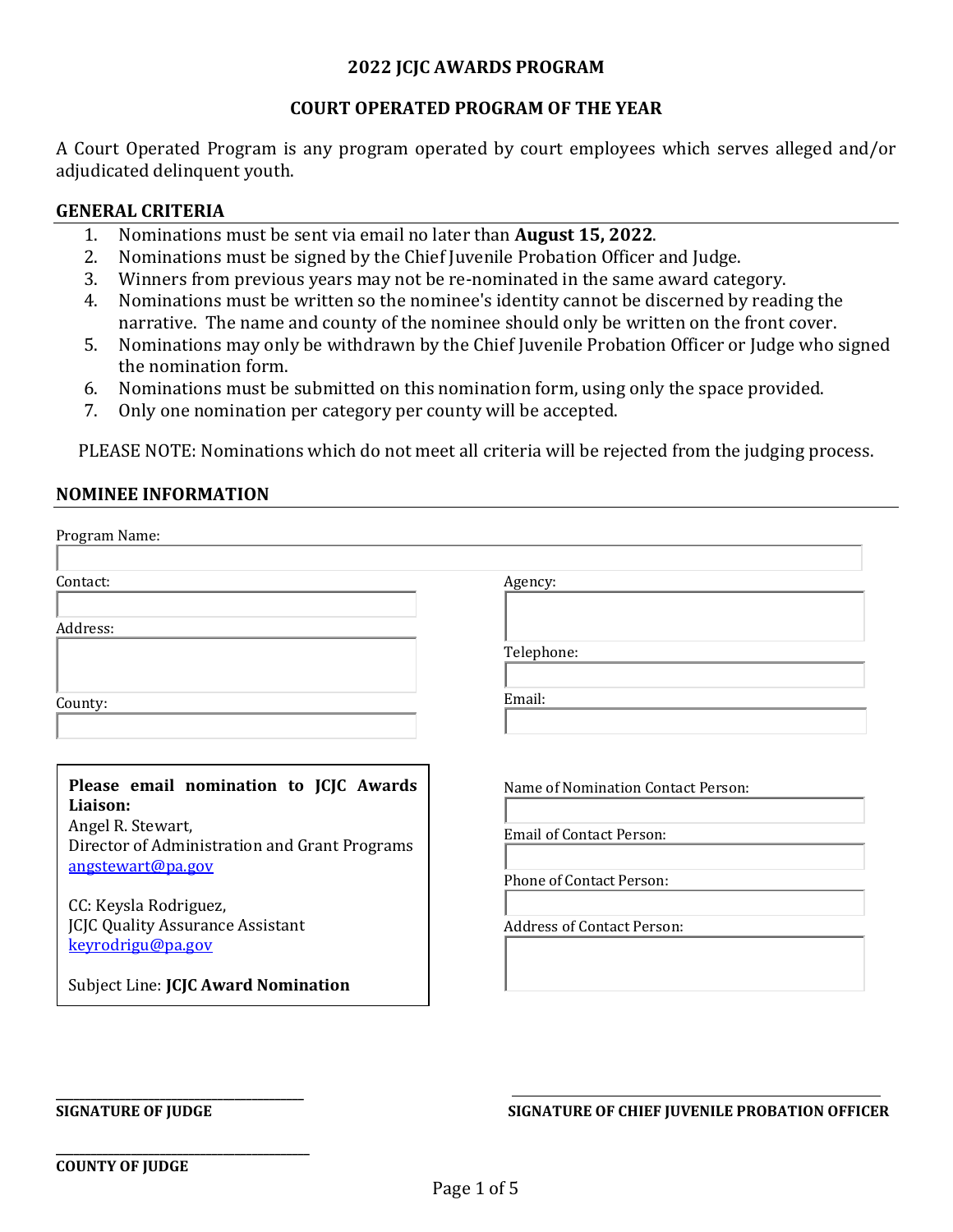## 2022 JCJC AWARDS PROGRAM

## COURT OPERATED PROGRAM OF THE YEAR

A Court Operated Program is any program operated by court employees which serves alleged and/or adjudicated delinquent youth.

### GENERAL CRITERIA

1. Nominations must be sent via email no later than **August 15, 2022**.
2. Nominations must be signed by the Chief Juvenile Probation Officer and Judge.
3. Winners from previous years may not be re-nominated in the same award category.
4. Nominations must be written so the nominee's identity cannot be discerned by reading the narrative. The name and county of the nominee should only be written on the front cover.
5. Nominations may only be withdrawn by the Chief Juvenile Probation Officer or Judge who signed the nomination form.
6. Nominations must be submitted on this nomination form, using only the space provided.
7. Only one nomination per category per county will be accepted.

PLEASE NOTE: Nominations which do not meet all criteria will be rejected from the judging process.

### NOMINEE INFORMATION

Program Name:

Contact:

Agency:

Address:

Telephone:

County:

Email:

**Please email nomination to JCJC Awards Liaison:**
Angel R. Stewart,
Director of Administration and Grant Programs
angstewart@pa.gov

CC: Keysla Rodriguez,
JCJC Quality Assurance Assistant
keyrodrigu@pa.gov

Subject Line: **JCJC Award Nomination**

Name of Nomination Contact Person:

Email of Contact Person:

Phone of Contact Person:

Address of Contact Person:

\_\_\_\_\_\_\_\_\_\_\_\_\_\_\_\_\_\_\_\_\_\_\_\_\_\_\_\_\_\_\_\_\_\_\_\_\_\_\_\_
**SIGNATURE OF JUDGE**

\_\_\_\_\_\_\_\_\_\_\_\_\_\_\_\_\_\_\_\_\_\_\_\_\_\_\_\_\_\_\_\_\_\_\_\_\_\_\_\_
**SIGNATURE OF CHIEF JUVENILE PROBATION OFFICER**

\_\_\_\_\_\_\_\_\_\_\_\_\_\_\_\_\_\_\_\_\_\_\_\_\_\_\_\_\_\_\_\_\_\_\_\_\_\_\_\_
**COUNTY OF JUDGE**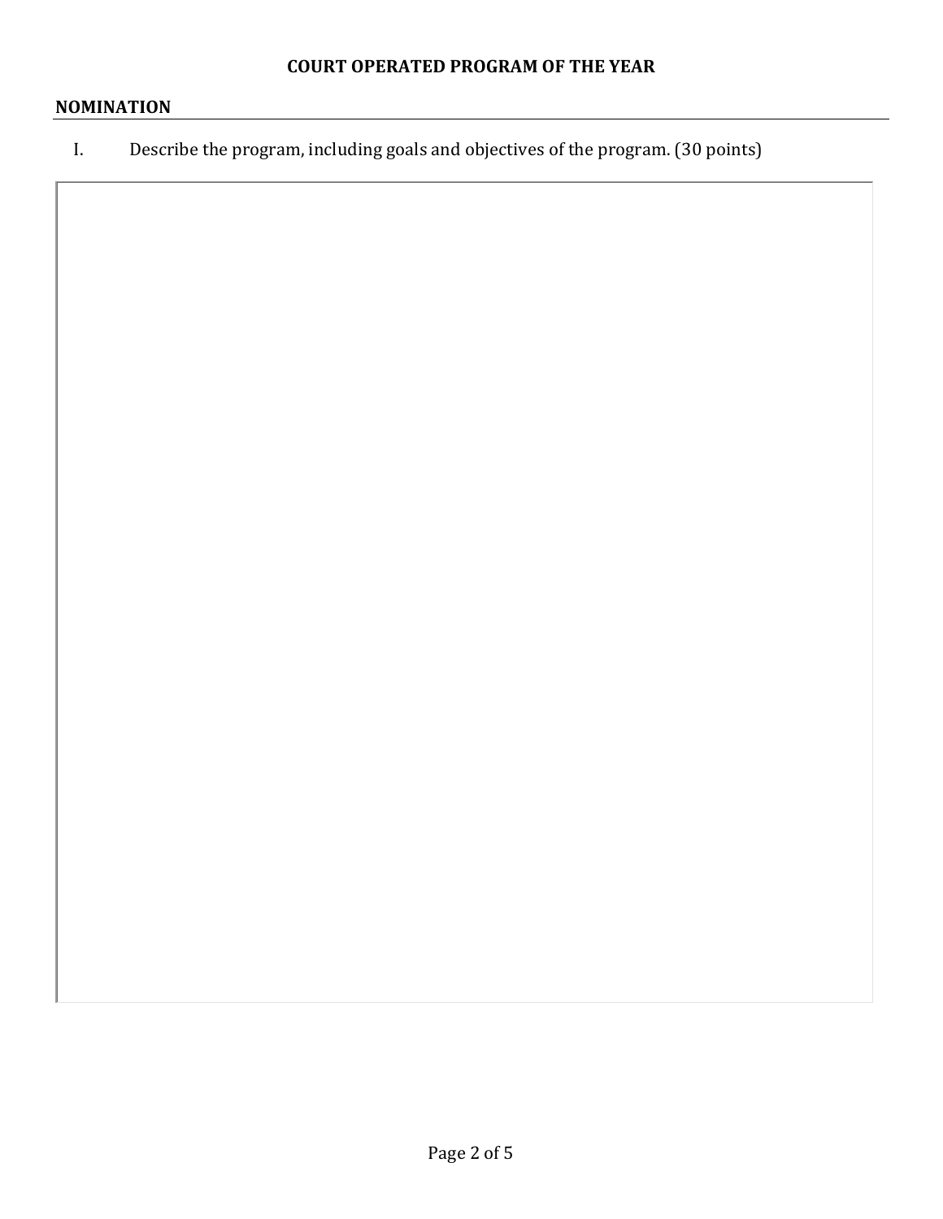# COURT OPERATED PROGRAM OF THE YEAR

## NOMINATION

I. Describe the program, including goals and objectives of the program. (30 points)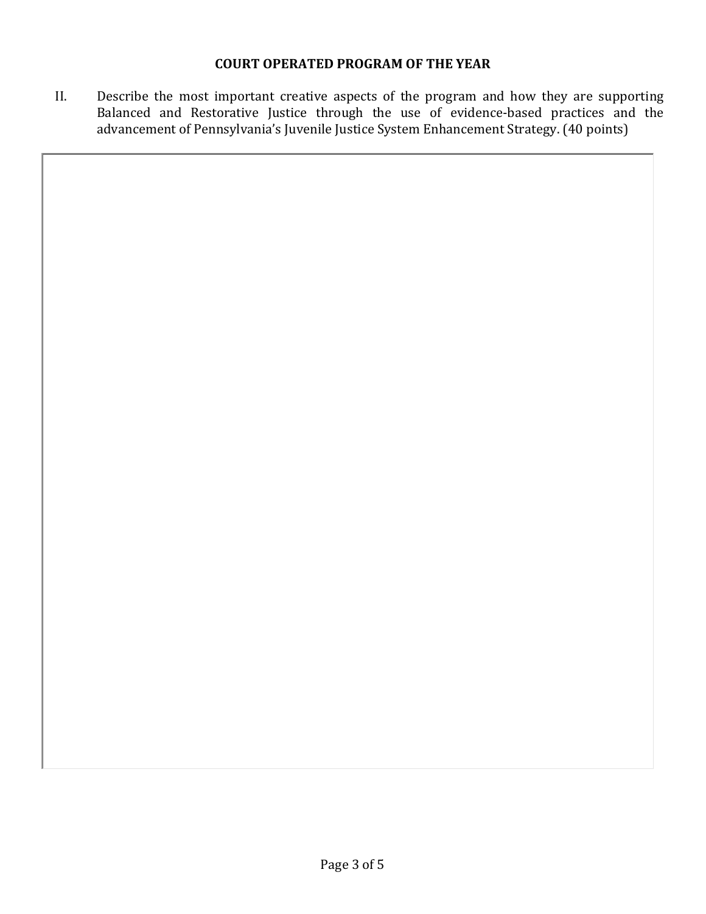**COURT OPERATED PROGRAM OF THE YEAR**

II. Describe the most important creative aspects of the program and how they are supporting Balanced and Restorative Justice through the use of evidence-based practices and the advancement of Pennsylvania's Juvenile Justice System Enhancement Strategy. (40 points)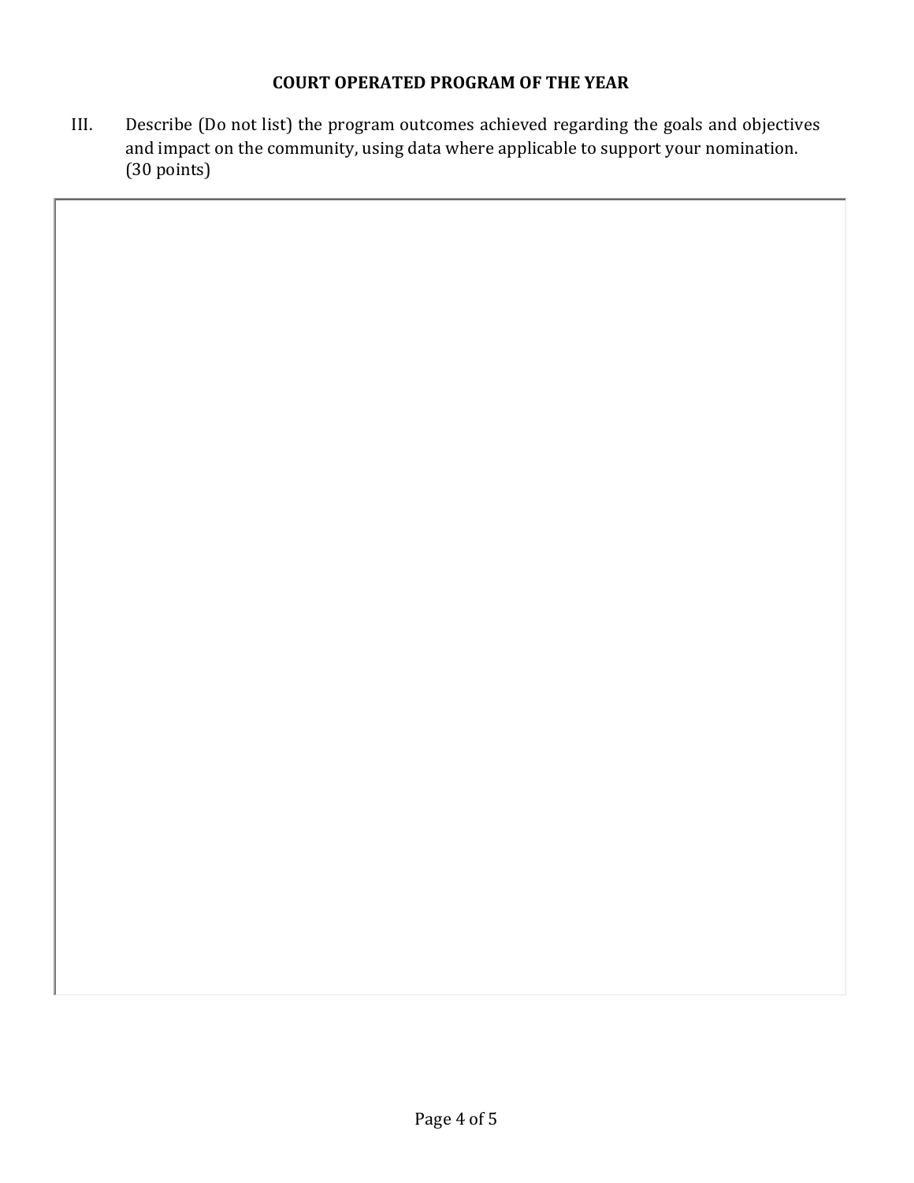## COURT OPERATED PROGRAM OF THE YEAR

III. Describe (Do not list) the program outcomes achieved regarding the goals and objectives and impact on the community, using data where applicable to support your nomination. (30 points)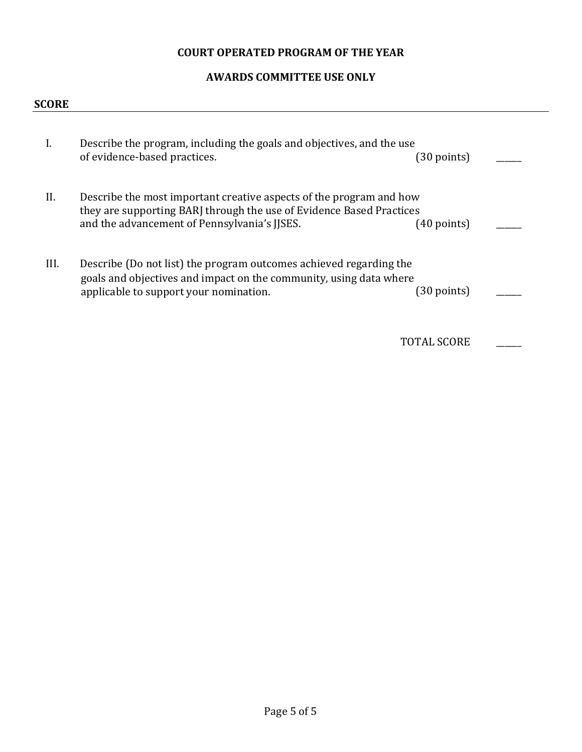**COURT OPERATED PROGRAM OF THE YEAR**

**AWARDS COMMITTEE USE ONLY**

**SCORE**

---

| | | | |
|---|---|---|---|
| I. | Describe the program, including the goals and objectives, and the use of evidence-based practices. | (30 points) | ______ |
| II. | Describe the most important creative aspects of the program and how they are supporting BARJ through the use of Evidence Based Practices and the advancement of Pennsylvania's JJSES. | (40 points) | ______ |
| III. | Describe (Do not list) the program outcomes achieved regarding the goals and objectives and impact on the community, using data where applicable to support your nomination. | (30 points) | ______ |
| | | TOTAL SCORE | ______ |